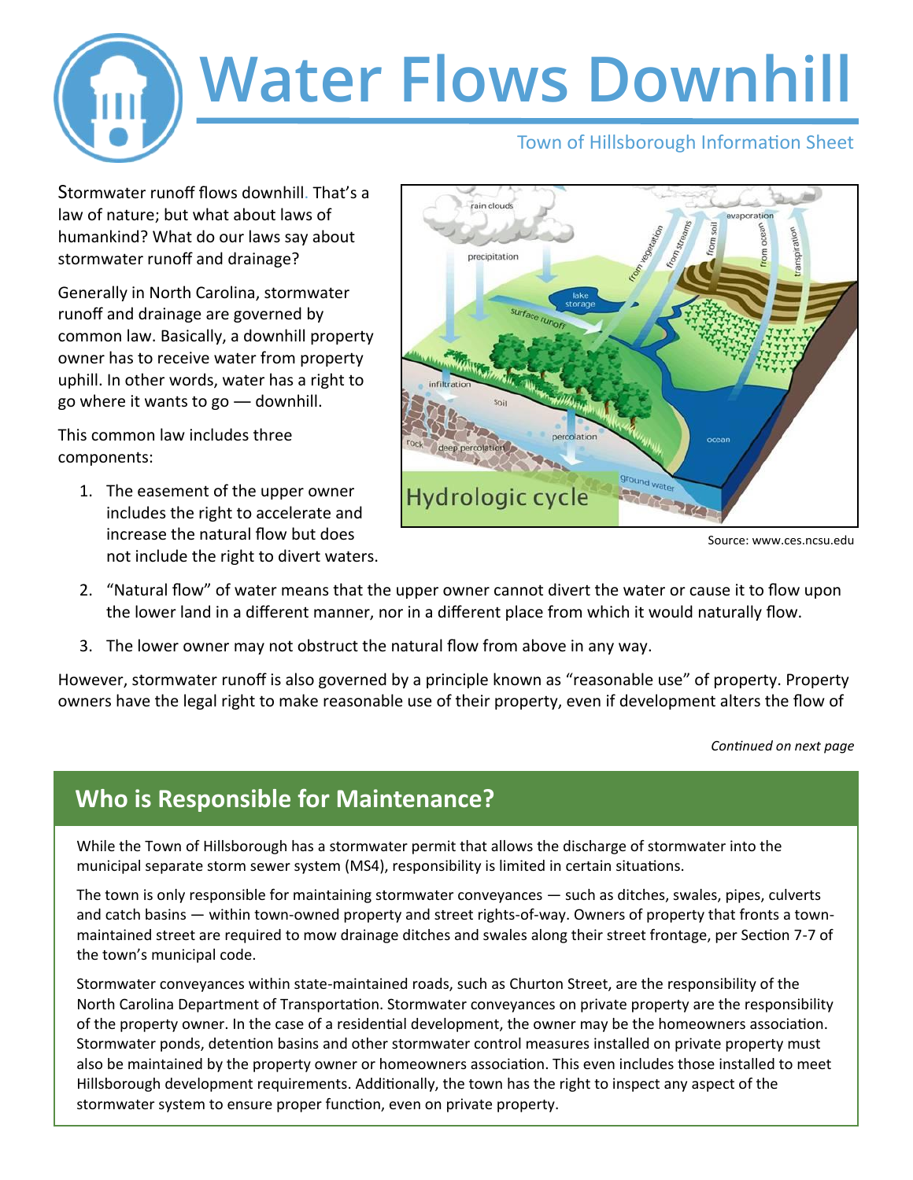# Water Flows Downhill

Town of Hillsborough Information Sheet

Stormwater runoff flows downhill. That's a law of nature; but what about laws of humankind? What do our laws say about stormwater runoff and drainage?

Generally in North Carolina, stormwater runoff and drainage are governed by common law. Basically, a downhill property owner has to receive water from property uphill. In other words, water has a right to go where it wants to go — downhill.

This common law includes three components:

1. The easement of the upper owner includes the right to accelerate and increase the natural flow but does not include the right to divert waters.
2. "Natural flow" of water means that the upper owner cannot divert the water or cause it to flow upon the lower land in a different manner, nor in a different place from which it would naturally flow.
3. The lower owner may not obstruct the natural flow from above in any way.

Source: www.ces.ncsu.edu

However, stormwater runoff is also governed by a principle known as "reasonable use" of property. Property owners have the legal right to make reasonable use of their property, even if development alters the flow of

*Continued on next page*

## Who is Responsible for Maintenance?

While the Town of Hillsborough has a stormwater permit that allows the discharge of stormwater into the municipal separate storm sewer system (MS4), responsibility is limited in certain situations.

The town is only responsible for maintaining stormwater conveyances — such as ditches, swales, pipes, culverts and catch basins — within town-owned property and street rights-of-way. Owners of property that fronts a town-maintained street are required to mow drainage ditches and swales along their street frontage, per Section 7-7 of the town's municipal code.

Stormwater conveyances within state-maintained roads, such as Churton Street, are the responsibility of the North Carolina Department of Transportation. Stormwater conveyances on private property are the responsibility of the property owner. In the case of a residential development, the owner may be the homeowners association. Stormwater ponds, detention basins and other stormwater control measures installed on private property must also be maintained by the property owner or homeowners association. This even includes those installed to meet Hillsborough development requirements. Additionally, the town has the right to inspect any aspect of the stormwater system to ensure proper function, even on private property.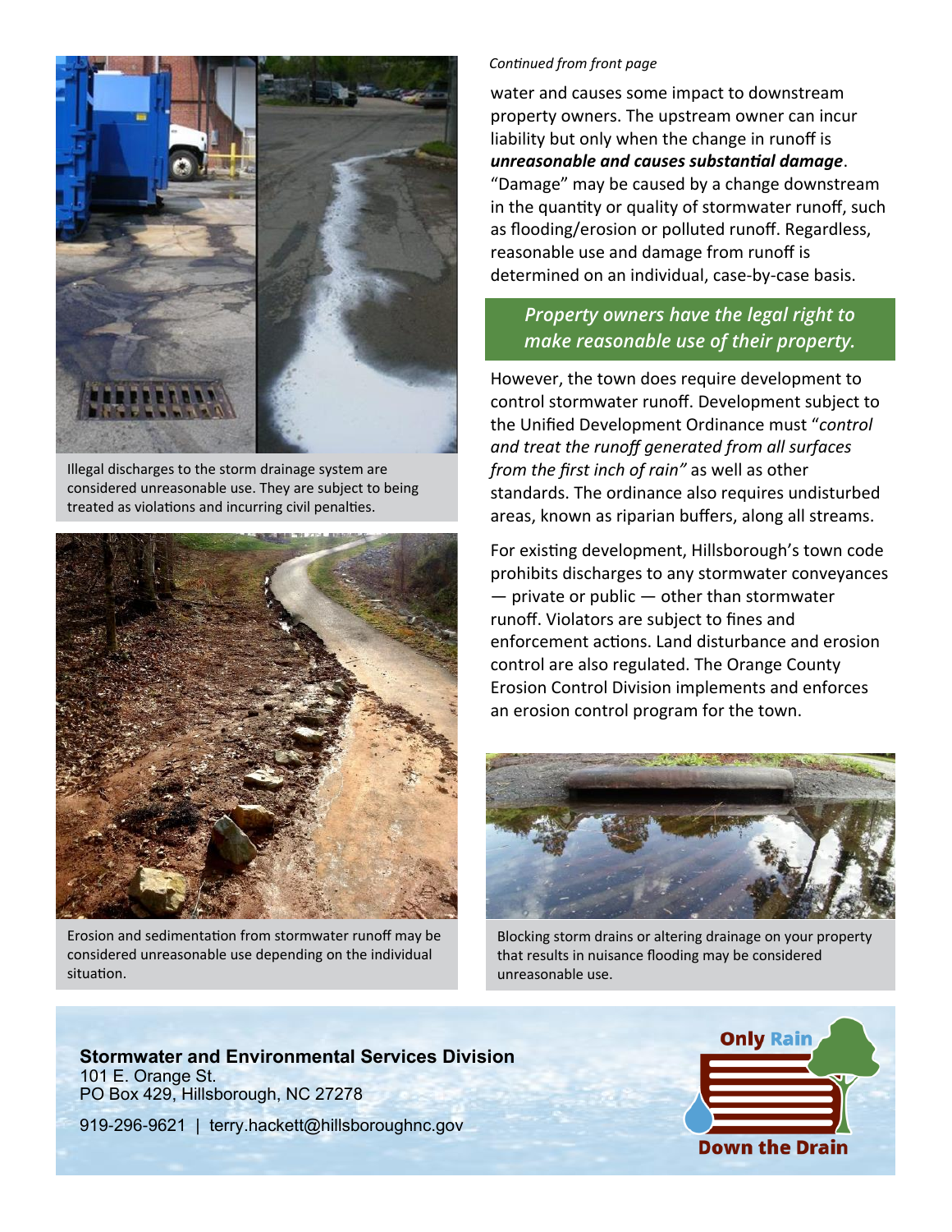Illegal discharges to the storm drainage system are considered unreasonable use. They are subject to being treated as violations and incurring civil penalties.

Erosion and sedimentation from stormwater runoff may be considered unreasonable use depending on the individual situation.

*Continued from front page*

water and causes some impact to downstream property owners. The upstream owner can incur liability but only when the change in runoff is ***unreasonable and causes substantial damage***. "Damage" may be caused by a change downstream in the quantity or quality of stormwater runoff, such as flooding/erosion or polluted runoff. Regardless, reasonable use and damage from runoff is determined on an individual, case-by-case basis.

*Property owners have the legal right to make reasonable use of their property.*

However, the town does require development to control stormwater runoff. Development subject to the Unified Development Ordinance must "*control and treat the runoff generated from all surfaces from the first inch of rain"* as well as other standards. The ordinance also requires undisturbed areas, known as riparian buffers, along all streams.

For existing development, Hillsborough's town code prohibits discharges to any stormwater conveyances — private or public — other than stormwater runoff. Violators are subject to fines and enforcement actions. Land disturbance and erosion control are also regulated. The Orange County Erosion Control Division implements and enforces an erosion control program for the town.

Blocking storm drains or altering drainage on your property that results in nuisance flooding may be considered unreasonable use.

**Stormwater and Environmental Services Division**
101 E. Orange St.
PO Box 429, Hillsborough, NC 27278

919-296-9621 | terry.hackett@hillsboroughnc.gov

Only Rain Down the Drain